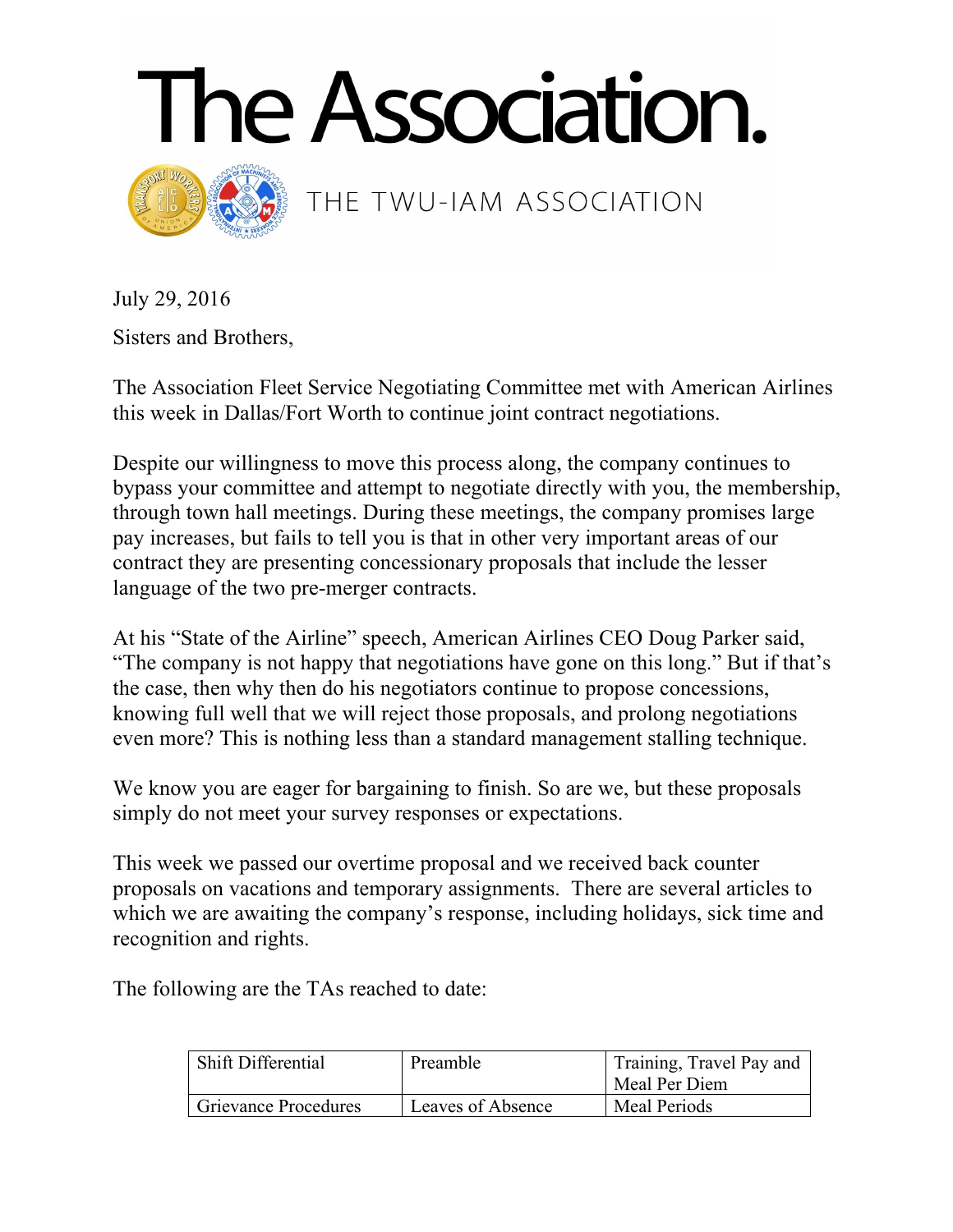# The Association.

THE TWU-IAM ASSOCIATION

July 29, 2016

Sisters and Brothers,

The Association Fleet Service Negotiating Committee met with American Airlines this week in Dallas/Fort Worth to continue joint contract negotiations.

Despite our willingness to move this process along, the company continues to bypass your committee and attempt to negotiate directly with you, the membership, through town hall meetings. During these meetings, the company promises large pay increases, but fails to tell you is that in other very important areas of our contract they are presenting concessionary proposals that include the lesser language of the two pre-merger contracts.

At his "State of the Airline" speech, American Airlines CEO Doug Parker said, "The company is not happy that negotiations have gone on this long." But if that's the case, then why then do his negotiators continue to propose concessions, knowing full well that we will reject those proposals, and prolong negotiations even more? This is nothing less than a standard management stalling technique.

We know you are eager for bargaining to finish. So are we, but these proposals simply do not meet your survey responses or expectations.

This week we passed our overtime proposal and we received back counter proposals on vacations and temporary assignments. There are several articles to which we are awaiting the company's response, including holidays, sick time and recognition and rights.

The following are the TAs reached to date:

| | | |
|---|---|---|
| Shift Differential | Preamble | Training, Travel Pay and Meal Per Diem |
| Grievance Procedures | Leaves of Absence | Meal Periods |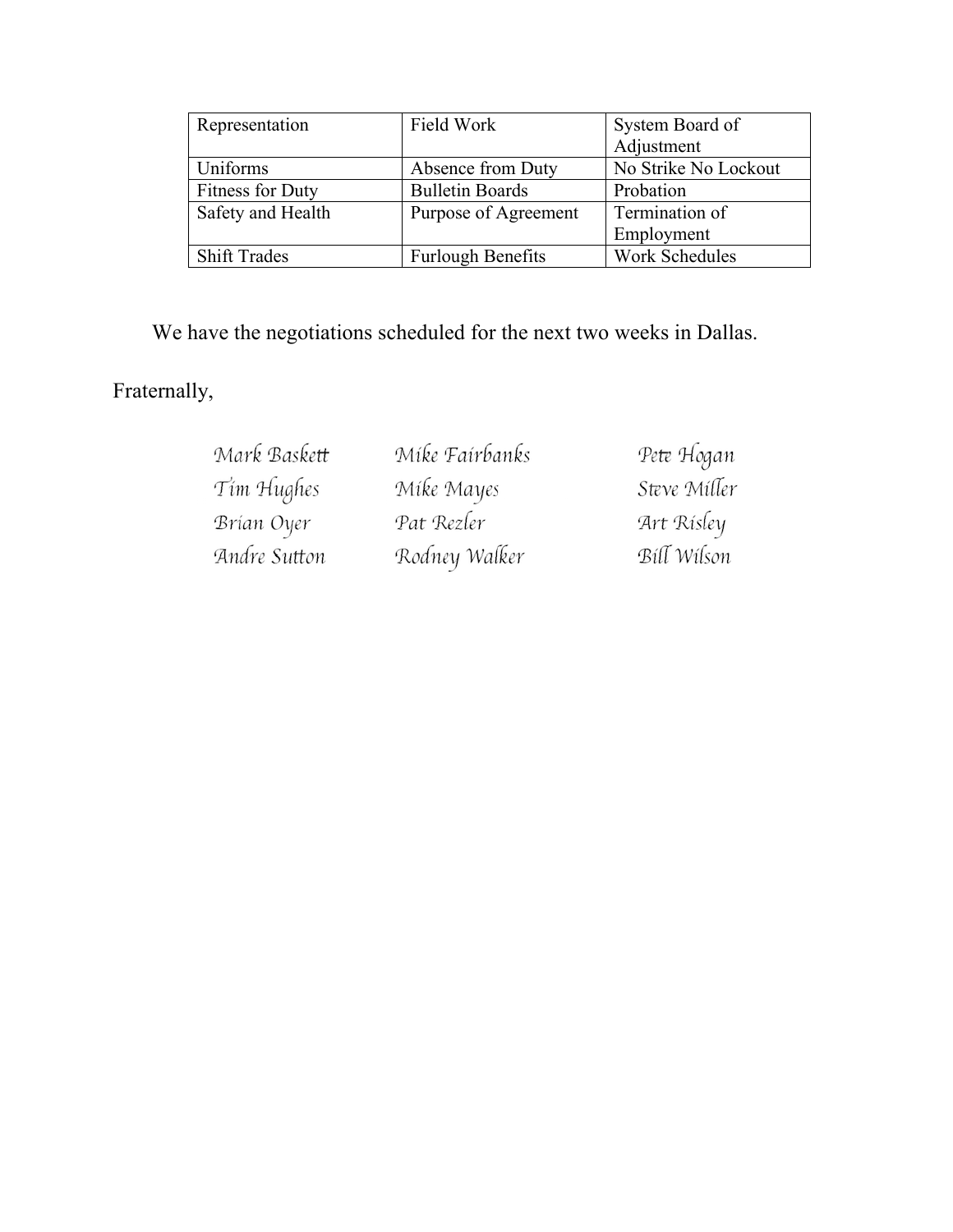| | | |
|---|---|---|
| Representation | Field Work | System Board of Adjustment |
| Uniforms | Absence from Duty | No Strike No Lockout |
| Fitness for Duty | Bulletin Boards | Probation |
| Safety and Health | Purpose of Agreement | Termination of Employment |
| Shift Trades | Furlough Benefits | Work Schedules |

We have the negotiations scheduled for the next two weeks in Dallas.

Fraternally,

Mark Baskett | Mike Fairbanks | Pete Hogan
Tim Hughes | Mike Mayes | Steve Miller
Brian Oyer | Pat Rezler | Art Risley
Andre Sutton | Rodney Walker | Bill Wilson